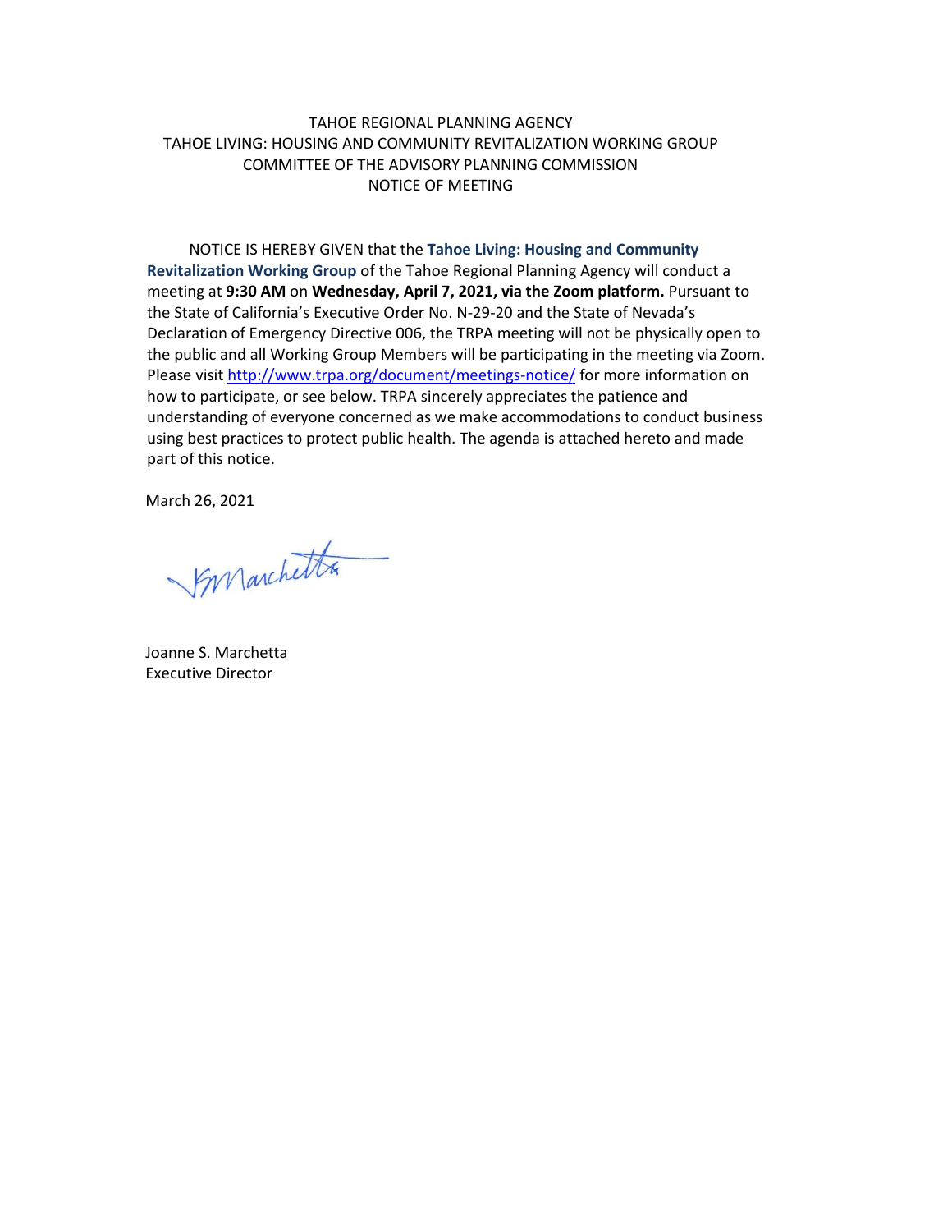TAHOE REGIONAL PLANNING AGENCY
TAHOE LIVING: HOUSING AND COMMUNITY REVITALIZATION WORKING GROUP
COMMITTEE OF THE ADVISORY PLANNING COMMISSION
NOTICE OF MEETING

NOTICE IS HEREBY GIVEN that the **Tahoe Living: Housing and Community Revitalization Working Group** of the Tahoe Regional Planning Agency will conduct a meeting at **9:30 AM** on **Wednesday, April 7, 2021, via the Zoom platform.** Pursuant to the State of California's Executive Order No. N-29-20 and the State of Nevada's Declaration of Emergency Directive 006, the TRPA meeting will not be physically open to the public and all Working Group Members will be participating in the meeting via Zoom. Please visit http://www.trpa.org/document/meetings-notice/ for more information on how to participate, or see below. TRPA sincerely appreciates the patience and understanding of everyone concerned as we make accommodations to conduct business using best practices to protect public health. The agenda is attached hereto and made part of this notice.

March 26, 2021

Joanne S. Marchetta
Executive Director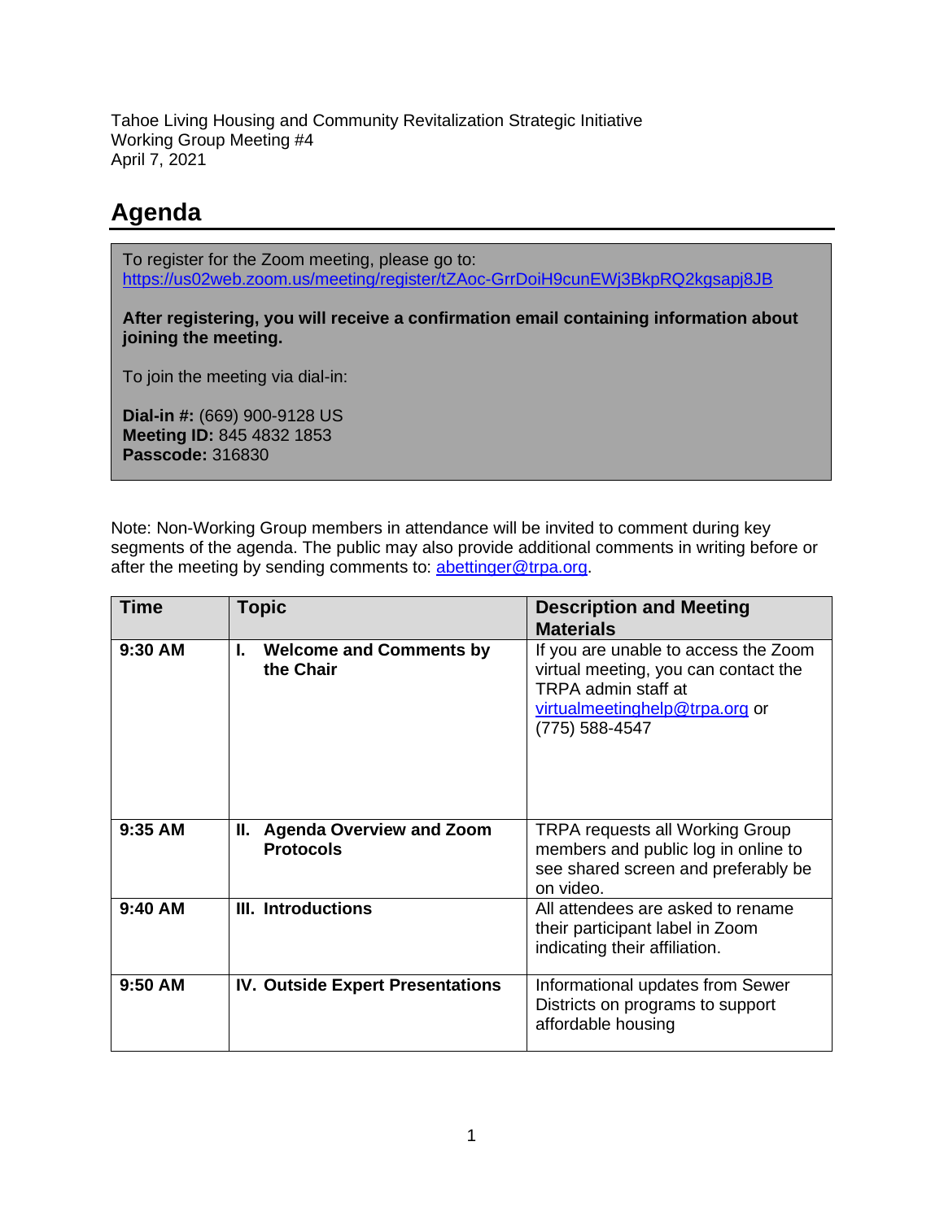Tahoe Living Housing and Community Revitalization Strategic Initiative
Working Group Meeting #4
April 7, 2021

# Agenda

To register for the Zoom meeting, please go to:
https://us02web.zoom.us/meeting/register/tZAoc-GrrDoiH9cunEWj3BkpRQ2kgsapj8JB

**After registering, you will receive a confirmation email containing information about joining the meeting.**

To join the meeting via dial-in:

**Dial-in #:** (669) 900-9128 US
**Meeting ID:** 845 4832 1853
**Passcode:** 316830

Note: Non-Working Group members in attendance will be invited to comment during key segments of the agenda. The public may also provide additional comments in writing before or after the meeting by sending comments to: abettinger@trpa.org.

| Time | Topic | Description and Meeting Materials |
|---|---|---|
| **9:30 AM** | **I. Welcome and Comments by the Chair** | If you are unable to access the Zoom virtual meeting, you can contact the TRPA admin staff at virtualmeetinghelp@trpa.org or (775) 588-4547 |
| **9:35 AM** | **II. Agenda Overview and Zoom Protocols** | TRPA requests all Working Group members and public log in online to see shared screen and preferably be on video. |
| **9:40 AM** | **III. Introductions** | All attendees are asked to rename their participant label in Zoom indicating their affiliation. |
| **9:50 AM** | **IV. Outside Expert Presentations** | Informational updates from Sewer Districts on programs to support affordable housing |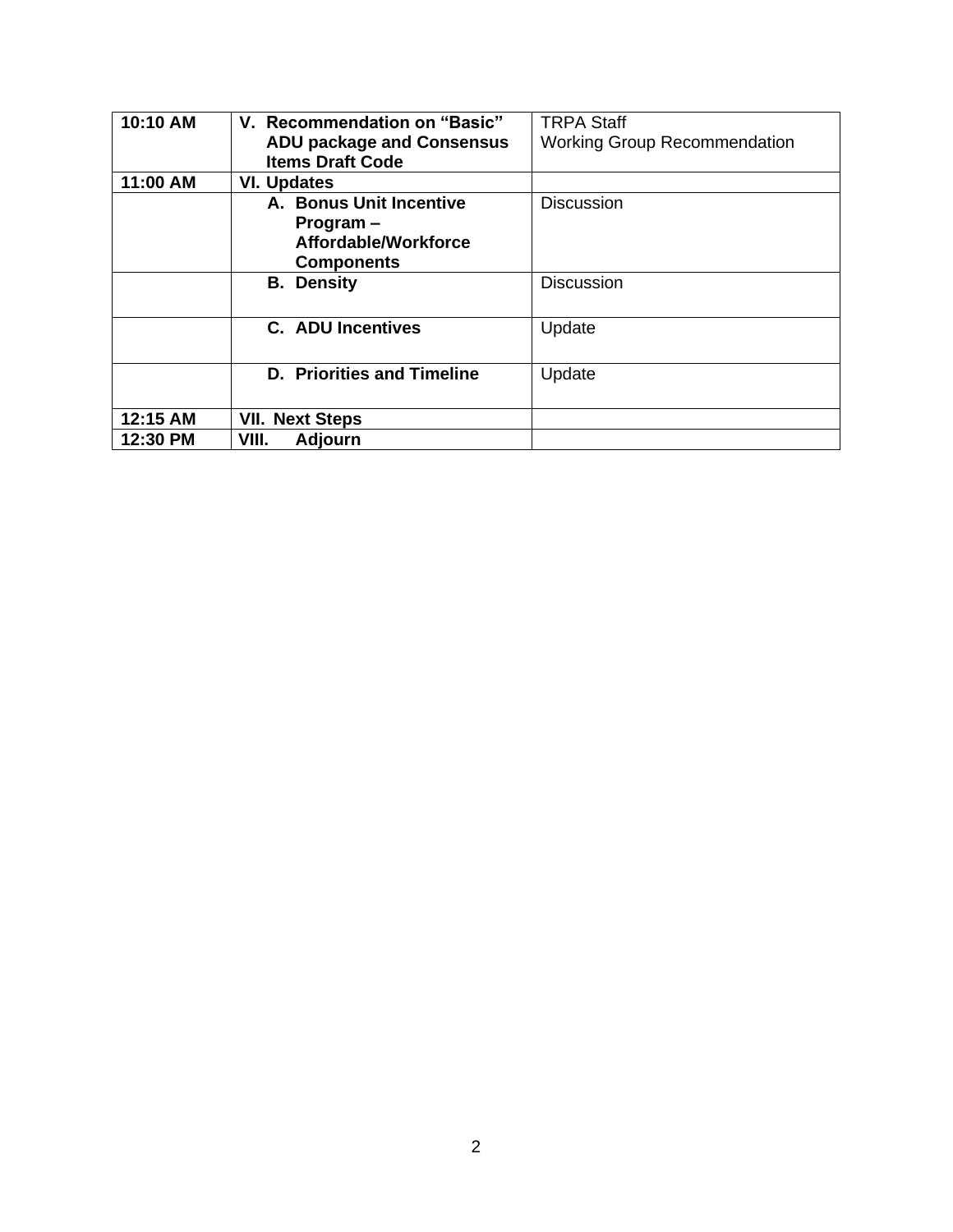| | | |
|---|---|---|
| **10:10 AM** | **V. Recommendation on "Basic" ADU package and Consensus Items Draft Code** | TRPA Staff<br>Working Group Recommendation |
| **11:00 AM** | **VI. Updates** | |
| | **A. Bonus Unit Incentive Program – Affordable/Workforce Components** | Discussion |
| | **B. Density** | Discussion |
| | **C. ADU Incentives** | Update |
| | **D. Priorities and Timeline** | Update |
| **12:15 AM** | **VII. Next Steps** | |
| **12:30 PM** | **VIII. Adjourn** | |